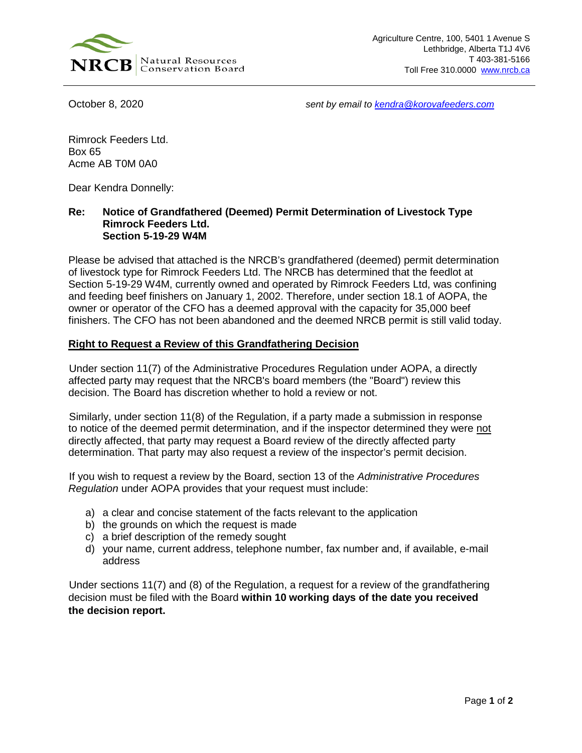NRCB | Natural Resources Conservation Board

Agriculture Centre, 100, 5401 1 Avenue S
Lethbridge, Alberta T1J 4V6
T 403-381-5166
Toll Free 310.0000 www.nrcb.ca

October 8, 2020

*sent by email to kendra@korovafeeders.com*

Rimrock Feeders Ltd.
Box 65
Acme AB T0M 0A0

Dear Kendra Donnelly:

**Re: Notice of Grandfathered (Deemed) Permit Determination of Livestock Type**
**Rimrock Feeders Ltd.**
**Section 5-19-29 W4M**

Please be advised that attached is the NRCB's grandfathered (deemed) permit determination of livestock type for Rimrock Feeders Ltd. The NRCB has determined that the feedlot at Section 5-19-29 W4M, currently owned and operated by Rimrock Feeders Ltd, was confining and feeding beef finishers on January 1, 2002. Therefore, under section 18.1 of AOPA, the owner or operator of the CFO has a deemed approval with the capacity for 35,000 beef finishers. The CFO has not been abandoned and the deemed NRCB permit is still valid today.

**Right to Request a Review of this Grandfathering Decision**

Under section 11(7) of the Administrative Procedures Regulation under AOPA, a directly affected party may request that the NRCB's board members (the "Board") review this decision. The Board has discretion whether to hold a review or not.

Similarly, under section 11(8) of the Regulation, if a party made a submission in response to notice of the deemed permit determination, and if the inspector determined they were not directly affected, that party may request a Board review of the directly affected party determination. That party may also request a review of the inspector's permit decision.

If you wish to request a review by the Board, section 13 of the *Administrative Procedures Regulation* under AOPA provides that your request must include:

a) a clear and concise statement of the facts relevant to the application
b) the grounds on which the request is made
c) a brief description of the remedy sought
d) your name, current address, telephone number, fax number and, if available, e-mail address

Under sections 11(7) and (8) of the Regulation, a request for a review of the grandfathering decision must be filed with the Board **within 10 working days of the date you received the decision report.**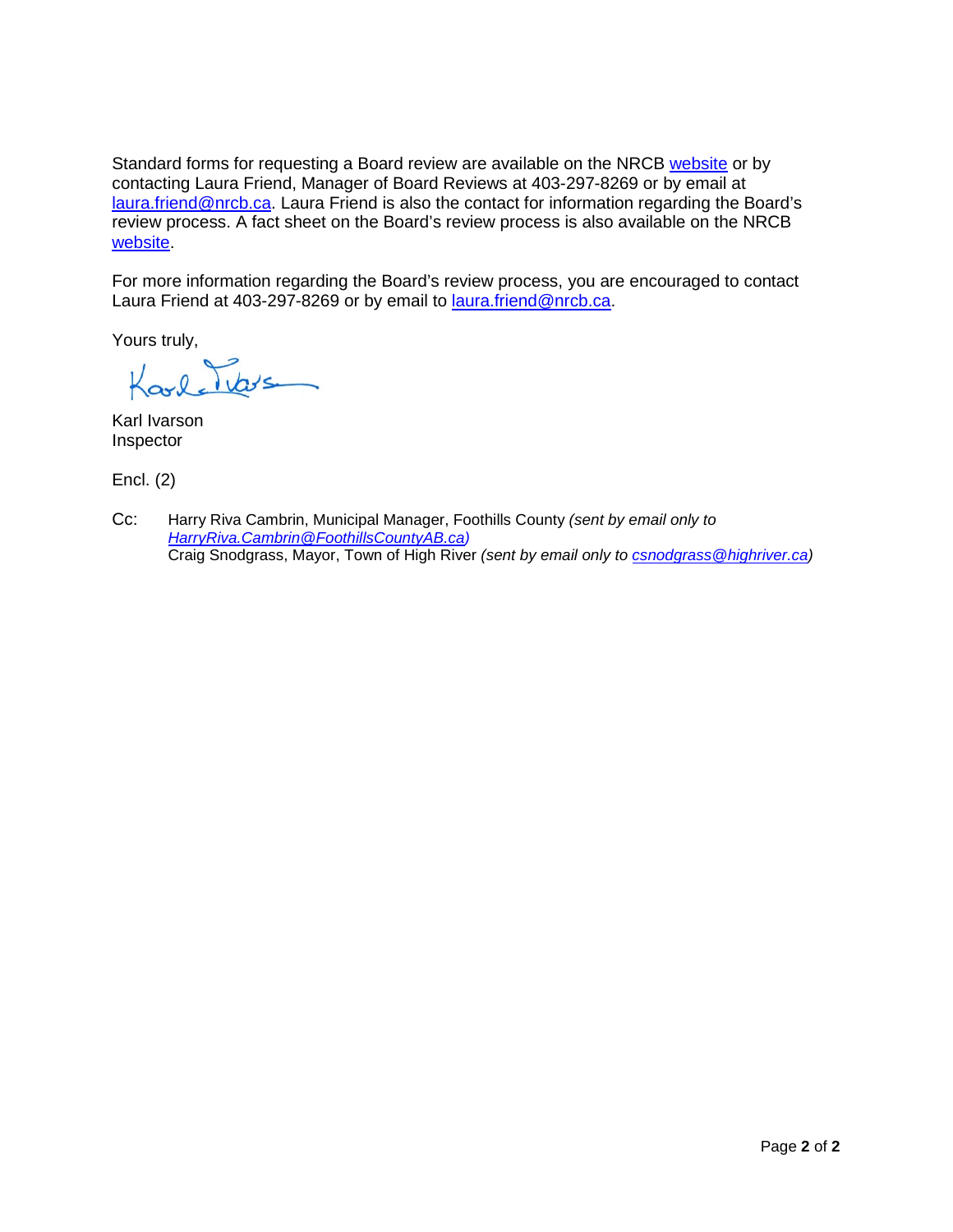Standard forms for requesting a Board review are available on the NRCB [website](website) or by contacting Laura Friend, Manager of Board Reviews at 403-297-8269 or by email at [laura.friend@nrcb.ca](mailto:laura.friend@nrcb.ca). Laura Friend is also the contact for information regarding the Board's review process. A fact sheet on the Board's review process is also available on the NRCB [website](website).

For more information regarding the Board's review process, you are encouraged to contact Laura Friend at 403-297-8269 or by email to [laura.friend@nrcb.ca](mailto:laura.friend@nrcb.ca).

Yours truly,

Karl Ivarson
Inspector

Encl. (2)

Cc: Harry Riva Cambrin, Municipal Manager, Foothills County *(sent by email only to [HarryRiva.Cambrin@FoothillsCountyAB.ca](mailto:HarryRiva.Cambrin@FoothillsCountyAB.ca))*
Craig Snodgrass, Mayor, Town of High River *(sent by email only to [csnodgrass@highriver.ca](mailto:csnodgrass@highriver.ca))*